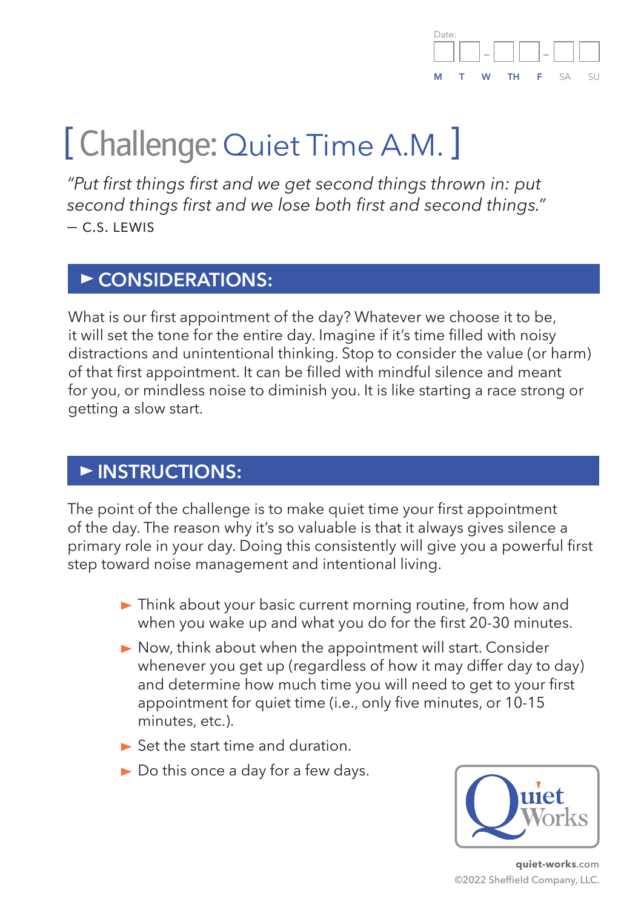Date: ☐☐-☐☐-☐☐

M T W TH F SA SU

# [ Challenge: Quiet Time A.M. ]

*"Put first things first and we get second things thrown in: put second things first and we lose both first and second things."*
— C.S. LEWIS

## ► CONSIDERATIONS:

What is our first appointment of the day? Whatever we choose it to be, it will set the tone for the entire day. Imagine if it's time filled with noisy distractions and unintentional thinking. Stop to consider the value (or harm) of that first appointment. It can be filled with mindful silence and meant for you, or mindless noise to diminish you. It is like starting a race strong or getting a slow start.

## ► INSTRUCTIONS:

The point of the challenge is to make quiet time your first appointment of the day. The reason why it's so valuable is that it always gives silence a primary role in your day. Doing this consistently will give you a powerful first step toward noise management and intentional living.

- Think about your basic current morning routine, from how and when you wake up and what you do for the first 20-30 minutes.
- Now, think about when the appointment will start. Consider whenever you get up (regardless of how it may differ day to day) and determine how much time you will need to get to your first appointment for quiet time (i.e., only five minutes, or 10-15 minutes, etc.).
- Set the start time and duration.
- Do this once a day for a few days.

Quiet Works

**quiet-works**.com
©2022 Sheffield Company, LLC.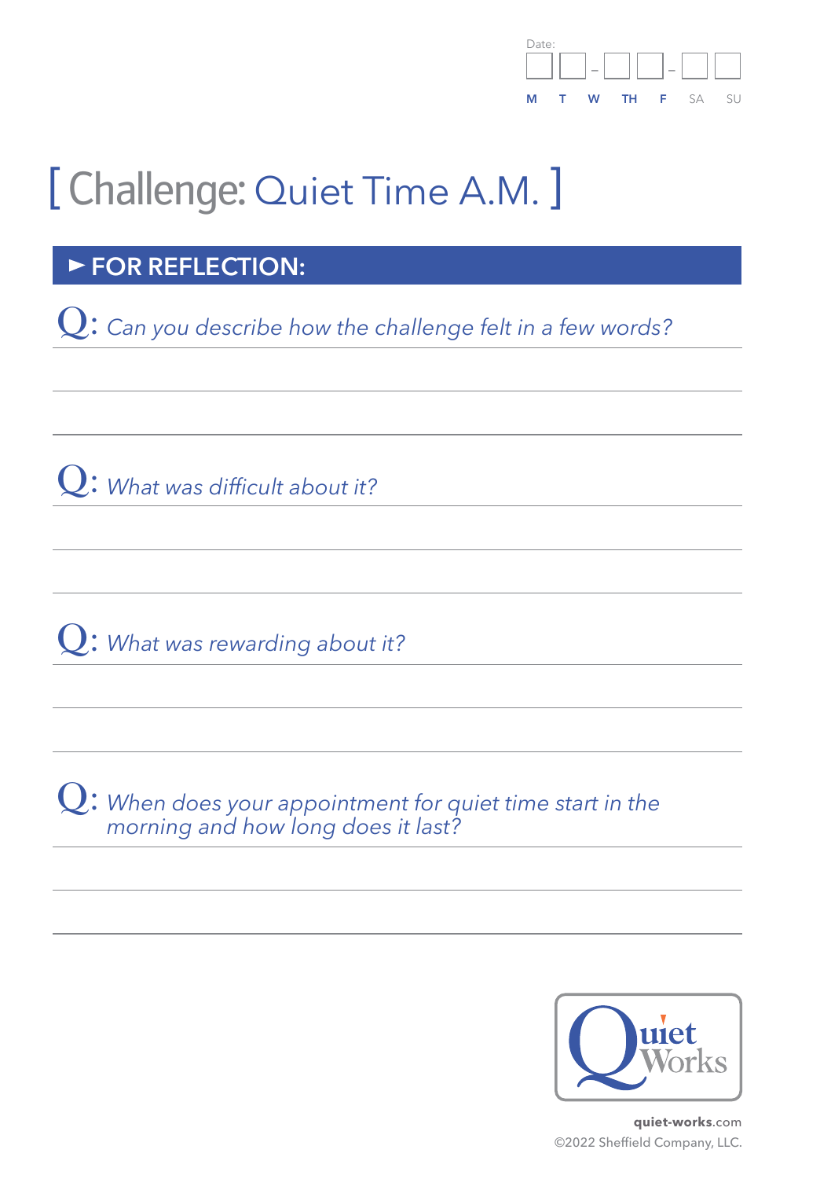Date: _ _ - _ _ - _ _

M T W TH F SA SU

# [ Challenge: Quiet Time A.M. ]

## ► FOR REFLECTION:

**Q:** *Can you describe how the challenge felt in a few words?*

**Q:** *What was difficult about it?*

**Q:** *What was rewarding about it?*

**Q:** *When does your appointment for quiet time start in the morning and how long does it last?*

Quiet Works

**quiet-works**.com
©2022 Sheffield Company, LLC.